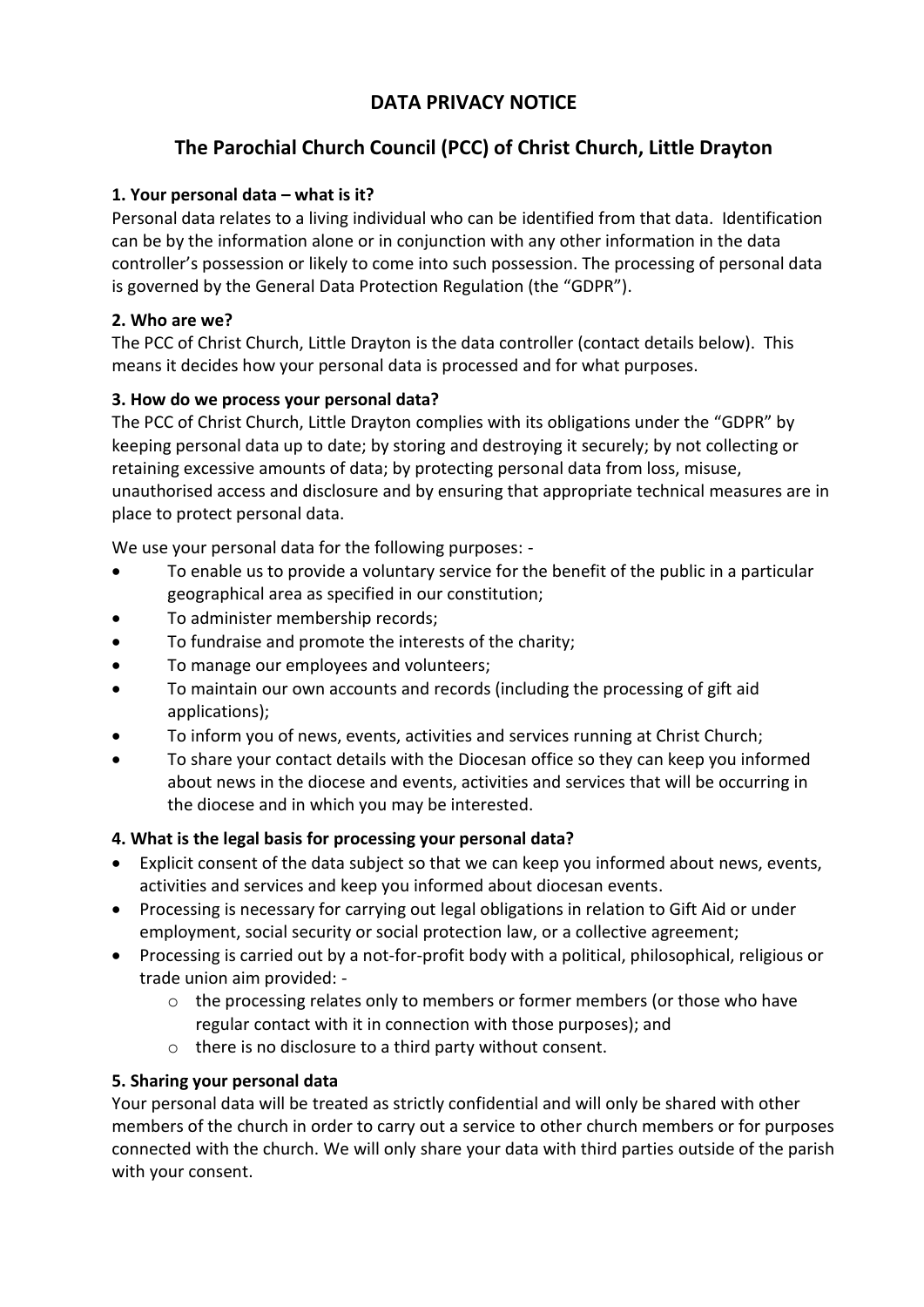# DATA PRIVACY NOTICE

## The Parochial Church Council (PCC) of Christ Church, Little Drayton

**1. Your personal data – what is it?**

Personal data relates to a living individual who can be identified from that data. Identification can be by the information alone or in conjunction with any other information in the data controller's possession or likely to come into such possession. The processing of personal data is governed by the General Data Protection Regulation (the "GDPR").

**2. Who are we?**

The PCC of Christ Church, Little Drayton is the data controller (contact details below). This means it decides how your personal data is processed and for what purposes.

**3. How do we process your personal data?**

The PCC of Christ Church, Little Drayton complies with its obligations under the "GDPR" by keeping personal data up to date; by storing and destroying it securely; by not collecting or retaining excessive amounts of data; by protecting personal data from loss, misuse, unauthorised access and disclosure and by ensuring that appropriate technical measures are in place to protect personal data.

We use your personal data for the following purposes: -

- To enable us to provide a voluntary service for the benefit of the public in a particular geographical area as specified in our constitution;
- To administer membership records;
- To fundraise and promote the interests of the charity;
- To manage our employees and volunteers;
- To maintain our own accounts and records (including the processing of gift aid applications);
- To inform you of news, events, activities and services running at Christ Church;
- To share your contact details with the Diocesan office so they can keep you informed about news in the diocese and events, activities and services that will be occurring in the diocese and in which you may be interested.

**4. What is the legal basis for processing your personal data?**

- Explicit consent of the data subject so that we can keep you informed about news, events, activities and services and keep you informed about diocesan events.
- Processing is necessary for carrying out legal obligations in relation to Gift Aid or under employment, social security or social protection law, or a collective agreement;
- Processing is carried out by a not-for-profit body with a political, philosophical, religious or trade union aim provided: -
  - the processing relates only to members or former members (or those who have regular contact with it in connection with those purposes); and
  - there is no disclosure to a third party without consent.

**5. Sharing your personal data**

Your personal data will be treated as strictly confidential and will only be shared with other members of the church in order to carry out a service to other church members or for purposes connected with the church. We will only share your data with third parties outside of the parish with your consent.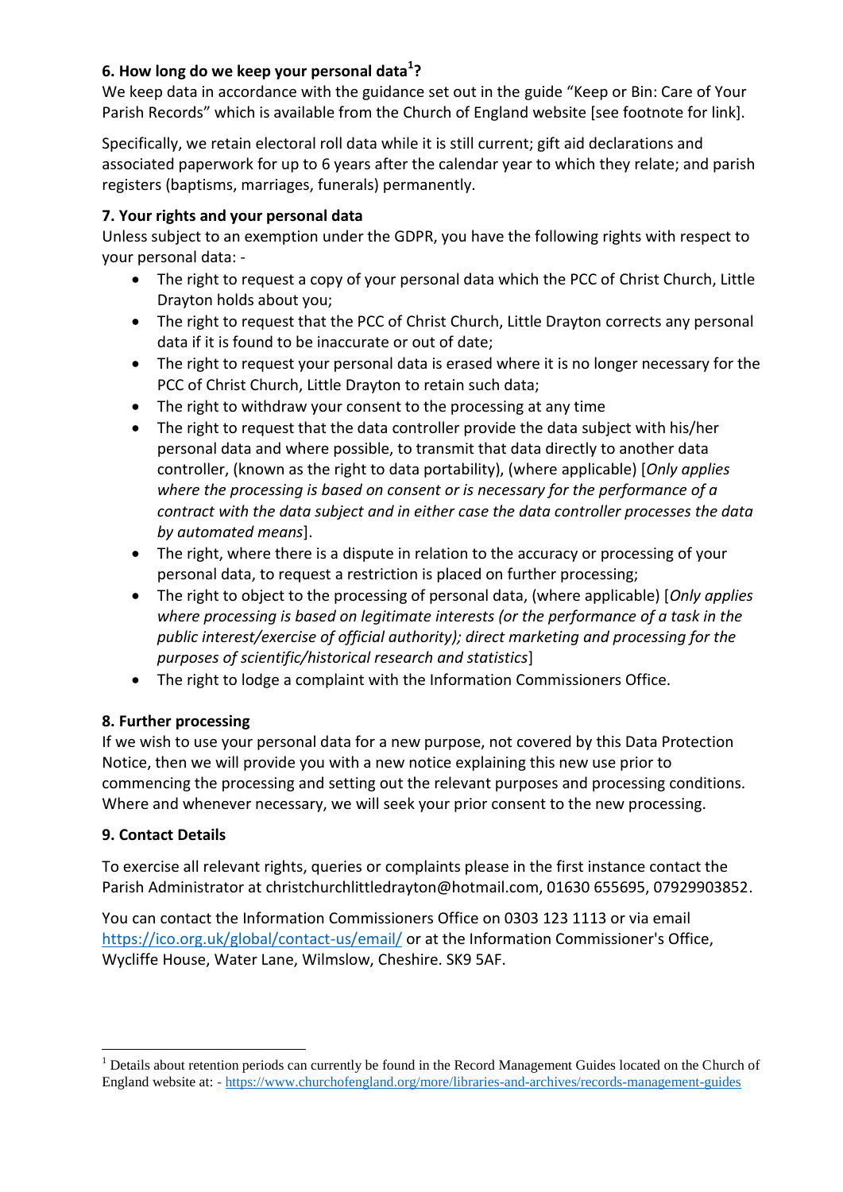### 6. How long do we keep your personal data[1]?

We keep data in accordance with the guidance set out in the guide "Keep or Bin: Care of Your Parish Records" which is available from the Church of England website [see footnote for link].

Specifically, we retain electoral roll data while it is still current; gift aid declarations and associated paperwork for up to 6 years after the calendar year to which they relate; and parish registers (baptisms, marriages, funerals) permanently.

### 7. Your rights and your personal data

Unless subject to an exemption under the GDPR, you have the following rights with respect to your personal data: -

- The right to request a copy of your personal data which the PCC of Christ Church, Little Drayton holds about you;
- The right to request that the PCC of Christ Church, Little Drayton corrects any personal data if it is found to be inaccurate or out of date;
- The right to request your personal data is erased where it is no longer necessary for the PCC of Christ Church, Little Drayton to retain such data;
- The right to withdraw your consent to the processing at any time
- The right to request that the data controller provide the data subject with his/her personal data and where possible, to transmit that data directly to another data controller, (known as the right to data portability), (where applicable) [*Only applies where the processing is based on consent or is necessary for the performance of a contract with the data subject and in either case the data controller processes the data by automated means*].
- The right, where there is a dispute in relation to the accuracy or processing of your personal data, to request a restriction is placed on further processing;
- The right to object to the processing of personal data, (where applicable) [*Only applies where processing is based on legitimate interests (or the performance of a task in the public interest/exercise of official authority); direct marketing and processing for the purposes of scientific/historical research and statistics*]
- The right to lodge a complaint with the Information Commissioners Office.

### 8. Further processing

If we wish to use your personal data for a new purpose, not covered by this Data Protection Notice, then we will provide you with a new notice explaining this new use prior to commencing the processing and setting out the relevant purposes and processing conditions. Where and whenever necessary, we will seek your prior consent to the new processing.

### 9. Contact Details

To exercise all relevant rights, queries or complaints please in the first instance contact the Parish Administrator at christchurchlittledrayton@hotmail.com, 01630 655695, 07929903852.

You can contact the Information Commissioners Office on 0303 123 1113 or via email https://ico.org.uk/global/contact-us/email/ or at the Information Commissioner's Office, Wycliffe House, Water Lane, Wilmslow, Cheshire. SK9 5AF.

---

[1] Details about retention periods can currently be found in the Record Management Guides located on the Church of England website at: - https://www.churchofengland.org/more/libraries-and-archives/records-management-guides